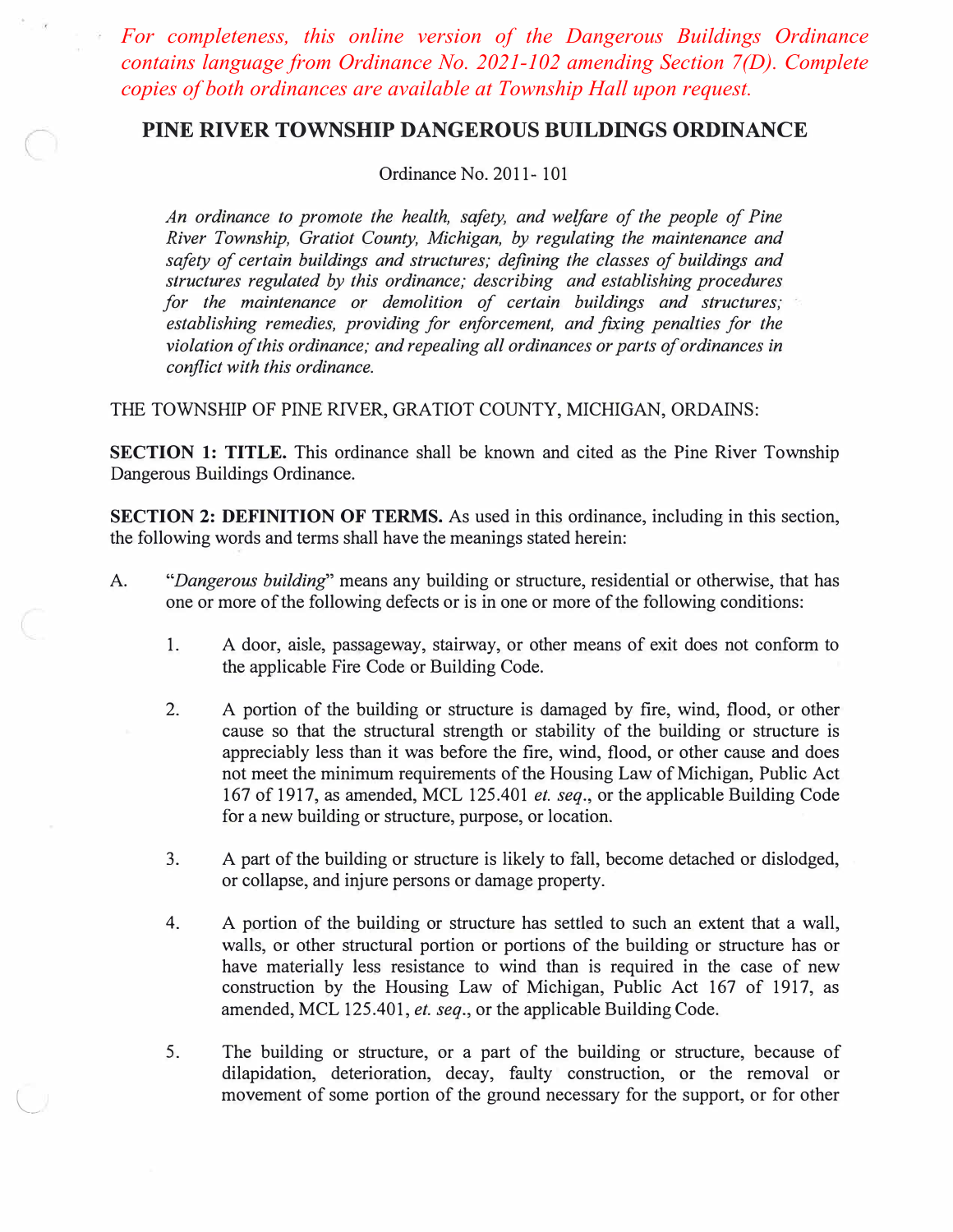*For completeness, this online version of the Dangerous Buildings Ordinance contains language from Ordinance No. 2021-102 amending Section 7(D). Complete copies of both ordinances are available at Township Hall upon request.*

# PINE RIVER TOWNSHIP DANGEROUS BUILDINGS ORDINANCE

Ordinance No. 2011- 101

*An ordinance to promote the health, safety, and welfare of the people of Pine River Township, Gratiot County, Michigan, by regulating the maintenance and safety of certain buildings and structures; defining the classes of buildings and structures regulated by this ordinance; describing and establishing procedures for the maintenance or demolition of certain buildings and structures; establishing remedies, providing for enforcement, and fixing penalties for the violation of this ordinance; and repealing all ordinances or parts of ordinances in conflict with this ordinance.*

THE TOWNSHIP OF PINE RIVER, GRATIOT COUNTY, MICHIGAN, ORDAINS:

**SECTION 1: TITLE.** This ordinance shall be known and cited as the Pine River Township Dangerous Buildings Ordinance.

**SECTION 2: DEFINITION OF TERMS.** As used in this ordinance, including in this section, the following words and terms shall have the meanings stated herein:

A. "*Dangerous building*" means any building or structure, residential or otherwise, that has one or more of the following defects or is in one or more of the following conditions:

1. A door, aisle, passageway, stairway, or other means of exit does not conform to the applicable Fire Code or Building Code.

2. A portion of the building or structure is damaged by fire, wind, flood, or other cause so that the structural strength or stability of the building or structure is appreciably less than it was before the fire, wind, flood, or other cause and does not meet the minimum requirements of the Housing Law of Michigan, Public Act 167 of 1917, as amended, MCL 125.401 *et. seq*., or the applicable Building Code for a new building or structure, purpose, or location.

3. A part of the building or structure is likely to fall, become detached or dislodged, or collapse, and injure persons or damage property.

4. A portion of the building or structure has settled to such an extent that a wall, walls, or other structural portion or portions of the building or structure has or have materially less resistance to wind than is required in the case of new construction by the Housing Law of Michigan, Public Act 167 of 1917, as amended, MCL 125.401, *et. seq*., or the applicable Building Code.

5. The building or structure, or a part of the building or structure, because of dilapidation, deterioration, decay, faulty construction, or the removal or movement of some portion of the ground necessary for the support, or for other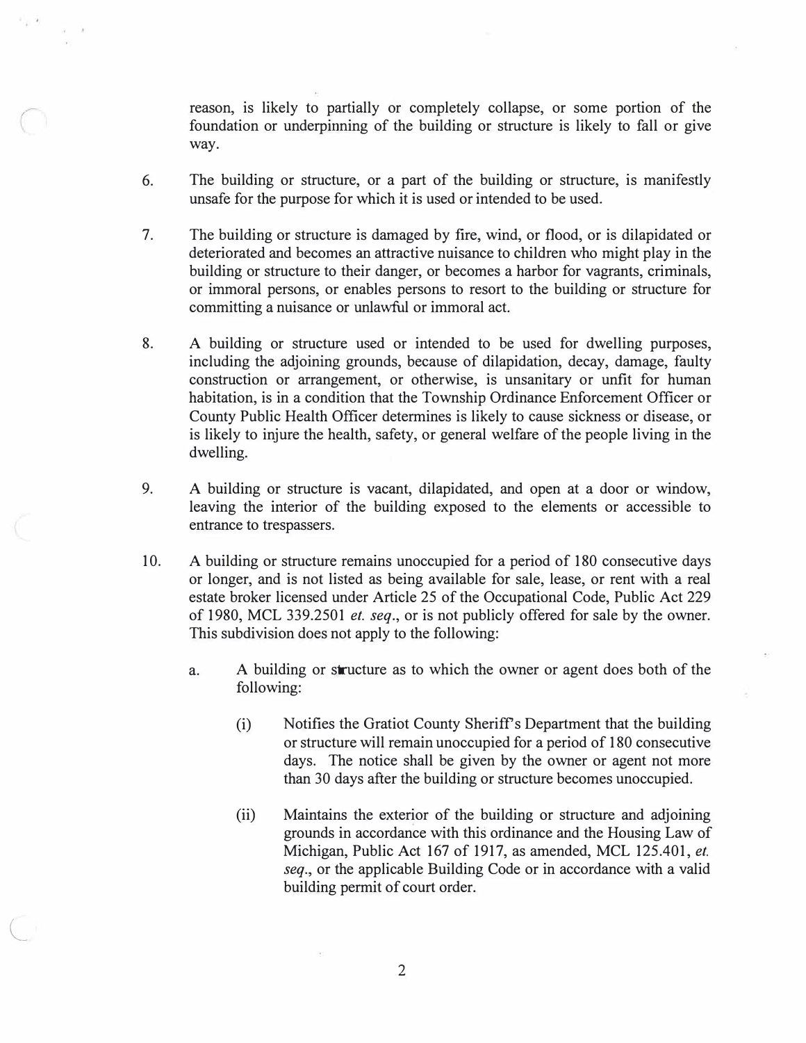reason, is likely to partially or completely collapse, or some portion of the foundation or underpinning of the building or structure is likely to fall or give way.

6. The building or structure, or a part of the building or structure, is manifestly unsafe for the purpose for which it is used or intended to be used.

7. The building or structure is damaged by fire, wind, or flood, or is dilapidated or deteriorated and becomes an attractive nuisance to children who might play in the building or structure to their danger, or becomes a harbor for vagrants, criminals, or immoral persons, or enables persons to resort to the building or structure for committing a nuisance or unlawful or immoral act.

8. A building or structure used or intended to be used for dwelling purposes, including the adjoining grounds, because of dilapidation, decay, damage, faulty construction or arrangement, or otherwise, is unsanitary or unfit for human habitation, is in a condition that the Township Ordinance Enforcement Officer or County Public Health Officer determines is likely to cause sickness or disease, or is likely to injure the health, safety, or general welfare of the people living in the dwelling.

9. A building or structure is vacant, dilapidated, and open at a door or window, leaving the interior of the building exposed to the elements or accessible to entrance to trespassers.

10. A building or structure remains unoccupied for a period of 180 consecutive days or longer, and is not listed as being available for sale, lease, or rent with a real estate broker licensed under Article 25 of the Occupational Code, Public Act 229 of 1980, MCL 339.2501 *et. seq*., or is not publicly offered for sale by the owner. This subdivision does not apply to the following:

    a. A building or structure as to which the owner or agent does both of the following:

        (i) Notifies the Gratiot County Sheriff's Department that the building or structure will remain unoccupied for a period of 180 consecutive days. The notice shall be given by the owner or agent not more than 30 days after the building or structure becomes unoccupied.

        (ii) Maintains the exterior of the building or structure and adjoining grounds in accordance with this ordinance and the Housing Law of Michigan, Public Act 167 of 1917, as amended, MCL 125.401, *et. seq*., or the applicable Building Code or in accordance with a valid building permit of court order.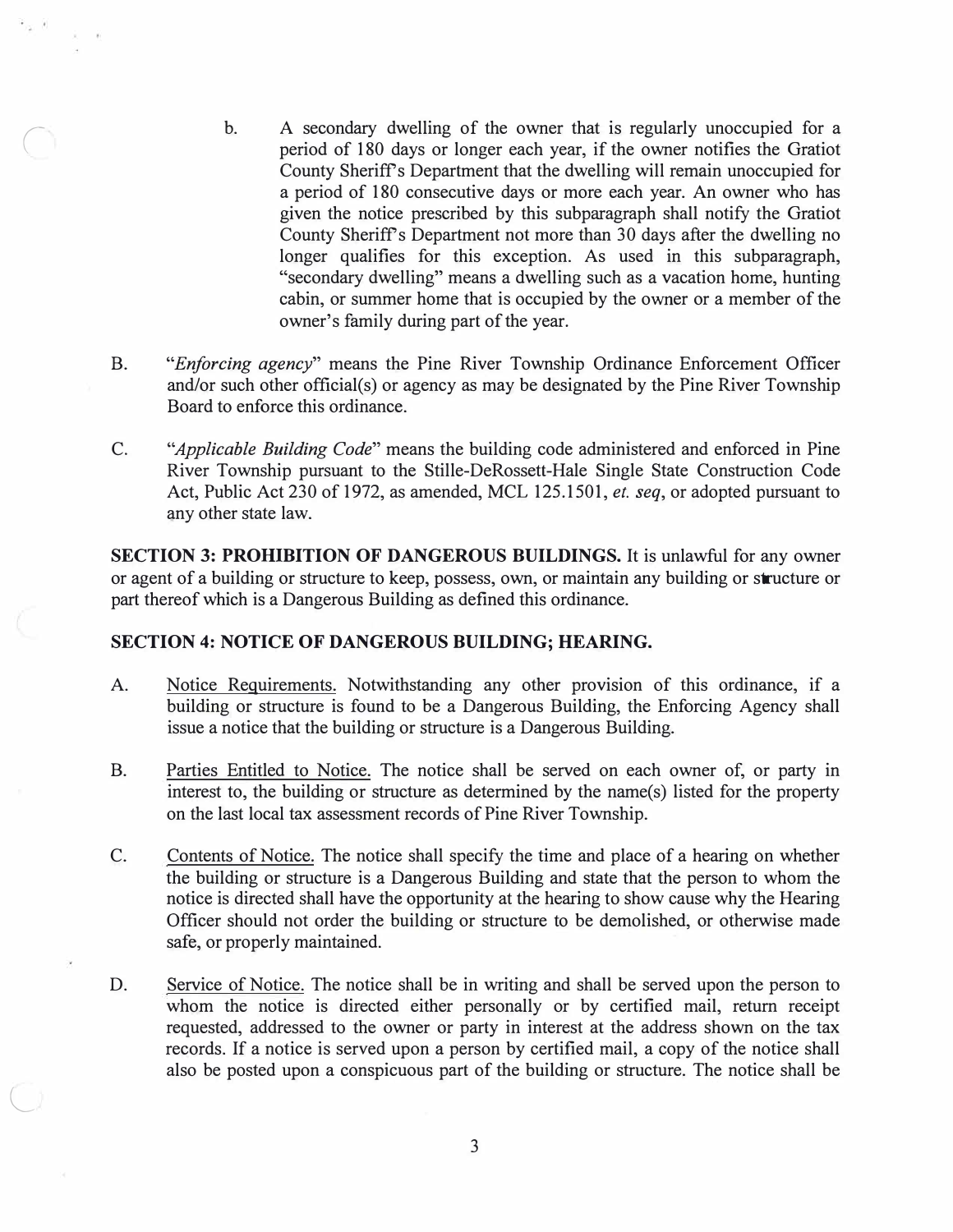b. A secondary dwelling of the owner that is regularly unoccupied for a period of 180 days or longer each year, if the owner notifies the Gratiot County Sheriff's Department that the dwelling will remain unoccupied for a period of 180 consecutive days or more each year. An owner who has given the notice prescribed by this subparagraph shall notify the Gratiot County Sheriff's Department not more than 30 days after the dwelling no longer qualifies for this exception. As used in this subparagraph, "secondary dwelling" means a dwelling such as a vacation home, hunting cabin, or summer home that is occupied by the owner or a member of the owner's family during part of the year.

B. "*Enforcing agency*" means the Pine River Township Ordinance Enforcement Officer and/or such other official(s) or agency as may be designated by the Pine River Township Board to enforce this ordinance.

C. "*Applicable Building Code*" means the building code administered and enforced in Pine River Township pursuant to the Stille-DeRossett-Hale Single State Construction Code Act, Public Act 230 of 1972, as amended, MCL 125.1501, *et. seq*, or adopted pursuant to any other state law.

**SECTION 3: PROHIBITION OF DANGEROUS BUILDINGS.** It is unlawful for any owner or agent of a building or structure to keep, possess, own, or maintain any building or structure or part thereof which is a Dangerous Building as defined this ordinance.

**SECTION 4: NOTICE OF DANGEROUS BUILDING; HEARING.**

A. Notice Requirements. Notwithstanding any other provision of this ordinance, if a building or structure is found to be a Dangerous Building, the Enforcing Agency shall issue a notice that the building or structure is a Dangerous Building.

B. Parties Entitled to Notice. The notice shall be served on each owner of, or party in interest to, the building or structure as determined by the name(s) listed for the property on the last local tax assessment records of Pine River Township.

C. Contents of Notice. The notice shall specify the time and place of a hearing on whether the building or structure is a Dangerous Building and state that the person to whom the notice is directed shall have the opportunity at the hearing to show cause why the Hearing Officer should not order the building or structure to be demolished, or otherwise made safe, or properly maintained.

D. Service of Notice. The notice shall be in writing and shall be served upon the person to whom the notice is directed either personally or by certified mail, return receipt requested, addressed to the owner or party in interest at the address shown on the tax records. If a notice is served upon a person by certified mail, a copy of the notice shall also be posted upon a conspicuous part of the building or structure. The notice shall be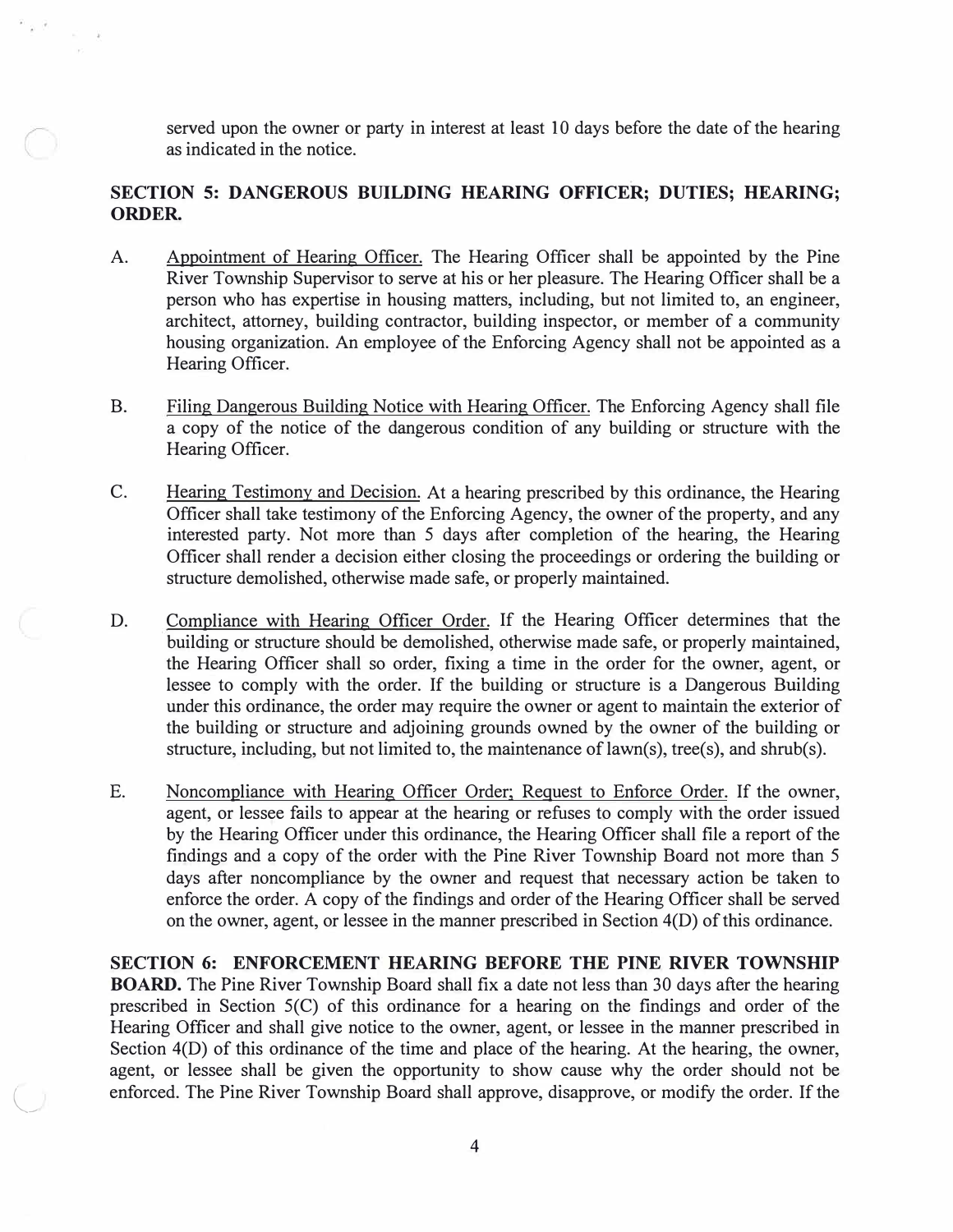served upon the owner or party in interest at least 10 days before the date of the hearing as indicated in the notice.

**SECTION 5: DANGEROUS BUILDING HEARING OFFICER; DUTIES; HEARING; ORDER.**

A. Appointment of Hearing Officer. The Hearing Officer shall be appointed by the Pine River Township Supervisor to serve at his or her pleasure. The Hearing Officer shall be a person who has expertise in housing matters, including, but not limited to, an engineer, architect, attorney, building contractor, building inspector, or member of a community housing organization. An employee of the Enforcing Agency shall not be appointed as a Hearing Officer.

B. Filing Dangerous Building Notice with Hearing Officer. The Enforcing Agency shall file a copy of the notice of the dangerous condition of any building or structure with the Hearing Officer.

C. Hearing Testimony and Decision. At a hearing prescribed by this ordinance, the Hearing Officer shall take testimony of the Enforcing Agency, the owner of the property, and any interested party. Not more than 5 days after completion of the hearing, the Hearing Officer shall render a decision either closing the proceedings or ordering the building or structure demolished, otherwise made safe, or properly maintained.

D. Compliance with Hearing Officer Order. If the Hearing Officer determines that the building or structure should be demolished, otherwise made safe, or properly maintained, the Hearing Officer shall so order, fixing a time in the order for the owner, agent, or lessee to comply with the order. If the building or structure is a Dangerous Building under this ordinance, the order may require the owner or agent to maintain the exterior of the building or structure and adjoining grounds owned by the owner of the building or structure, including, but not limited to, the maintenance of lawn(s), tree(s), and shrub(s).

E. Noncompliance with Hearing Officer Order; Request to Enforce Order. If the owner, agent, or lessee fails to appear at the hearing or refuses to comply with the order issued by the Hearing Officer under this ordinance, the Hearing Officer shall file a report of the findings and a copy of the order with the Pine River Township Board not more than 5 days after noncompliance by the owner and request that necessary action be taken to enforce the order. A copy of the findings and order of the Hearing Officer shall be served on the owner, agent, or lessee in the manner prescribed in Section 4(D) of this ordinance.

**SECTION 6: ENFORCEMENT HEARING BEFORE THE PINE RIVER TOWNSHIP BOARD.** The Pine River Township Board shall fix a date not less than 30 days after the hearing prescribed in Section 5(C) of this ordinance for a hearing on the findings and order of the Hearing Officer and shall give notice to the owner, agent, or lessee in the manner prescribed in Section 4(D) of this ordinance of the time and place of the hearing. At the hearing, the owner, agent, or lessee shall be given the opportunity to show cause why the order should not be enforced. The Pine River Township Board shall approve, disapprove, or modify the order. If the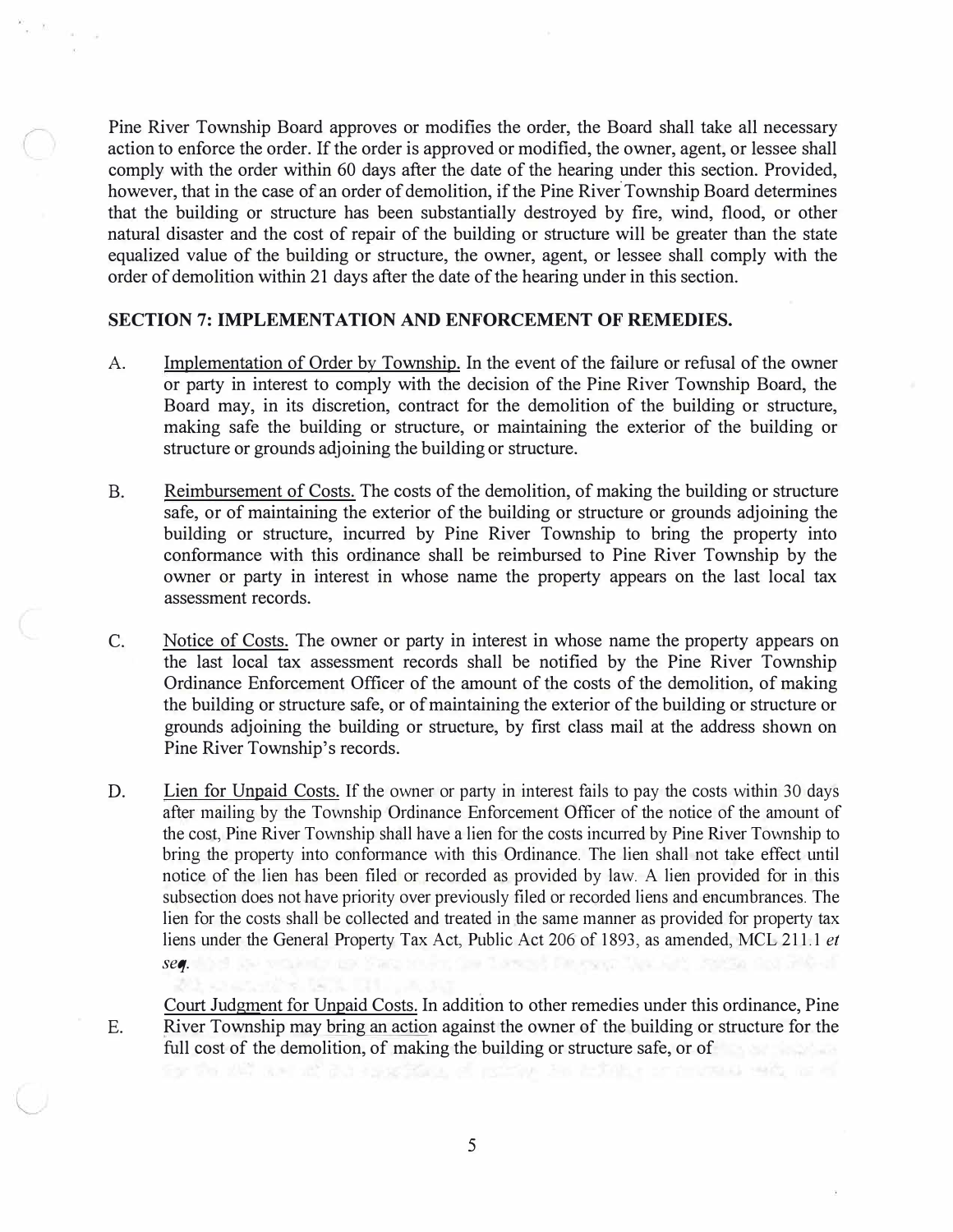Pine River Township Board approves or modifies the order, the Board shall take all necessary action to enforce the order. If the order is approved or modified, the owner, agent, or lessee shall comply with the order within 60 days after the date of the hearing under this section. Provided, however, that in the case of an order of demolition, if the Pine River Township Board determines that the building or structure has been substantially destroyed by fire, wind, flood, or other natural disaster and the cost of repair of the building or structure will be greater than the state equalized value of the building or structure, the owner, agent, or lessee shall comply with the order of demolition within 21 days after the date of the hearing under in this section.

## SECTION 7: IMPLEMENTATION AND ENFORCEMENT OF REMEDIES.

A. Implementation of Order by Township. In the event of the failure or refusal of the owner or party in interest to comply with the decision of the Pine River Township Board, the Board may, in its discretion, contract for the demolition of the building or structure, making safe the building or structure, or maintaining the exterior of the building or structure or grounds adjoining the building or structure.

B. Reimbursement of Costs. The costs of the demolition, of making the building or structure safe, or of maintaining the exterior of the building or structure or grounds adjoining the building or structure, incurred by Pine River Township to bring the property into conformance with this ordinance shall be reimbursed to Pine River Township by the owner or party in interest in whose name the property appears on the last local tax assessment records.

C. Notice of Costs. The owner or party in interest in whose name the property appears on the last local tax assessment records shall be notified by the Pine River Township Ordinance Enforcement Officer of the amount of the costs of the demolition, of making the building or structure safe, or of maintaining the exterior of the building or structure or grounds adjoining the building or structure, by first class mail at the address shown on Pine River Township's records.

D. Lien for Unpaid Costs. If the owner or party in interest fails to pay the costs within 30 days after mailing by the Township Ordinance Enforcement Officer of the notice of the amount of the cost, Pine River Township shall have a lien for the costs incurred by Pine River Township to bring the property into conformance with this Ordinance. The lien shall not take effect until notice of the lien has been filed or recorded as provided by law. A lien provided for in this subsection does not have priority over previously filed or recorded liens and encumbrances. The lien for the costs shall be collected and treated in the same manner as provided for property tax liens under the General Property Tax Act, Public Act 206 of 1893, as amended, MCL 211.1 *et seq*.

E. Court Judgment for Unpaid Costs. In addition to other remedies under this ordinance, Pine River Township may bring an action against the owner of the building or structure for the full cost of the demolition, of making the building or structure safe, or of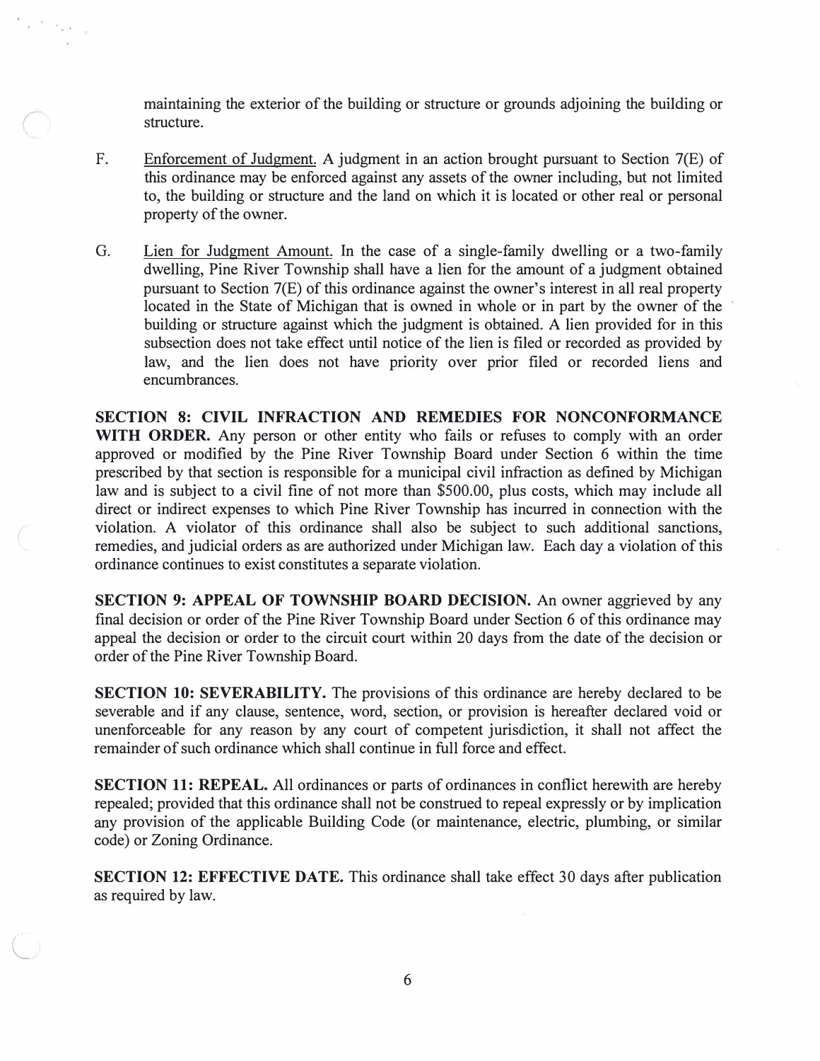maintaining the exterior of the building or structure or grounds adjoining the building or structure.

F. Enforcement of Judgment. A judgment in an action brought pursuant to Section 7(E) of this ordinance may be enforced against any assets of the owner including, but not limited to, the building or structure and the land on which it is located or other real or personal property of the owner.

G. Lien for Judgment Amount. In the case of a single-family dwelling or a two-family dwelling, Pine River Township shall have a lien for the amount of a judgment obtained pursuant to Section 7(E) of this ordinance against the owner's interest in all real property located in the State of Michigan that is owned in whole or in part by the owner of the building or structure against which the judgment is obtained. A lien provided for in this subsection does not take effect until notice of the lien is filed or recorded as provided by law, and the lien does not have priority over prior filed or recorded liens and encumbrances.

**SECTION 8: CIVIL INFRACTION AND REMEDIES FOR NONCONFORMANCE WITH ORDER.** Any person or other entity who fails or refuses to comply with an order approved or modified by the Pine River Township Board under Section 6 within the time prescribed by that section is responsible for a municipal civil infraction as defined by Michigan law and is subject to a civil fine of not more than $500.00, plus costs, which may include all direct or indirect expenses to which Pine River Township has incurred in connection with the violation. A violator of this ordinance shall also be subject to such additional sanctions, remedies, and judicial orders as are authorized under Michigan law. Each day a violation of this ordinance continues to exist constitutes a separate violation.

**SECTION 9: APPEAL OF TOWNSHIP BOARD DECISION.** An owner aggrieved by any final decision or order of the Pine River Township Board under Section 6 of this ordinance may appeal the decision or order to the circuit court within 20 days from the date of the decision or order of the Pine River Township Board.

**SECTION 10: SEVERABILITY.** The provisions of this ordinance are hereby declared to be severable and if any clause, sentence, word, section, or provision is hereafter declared void or unenforceable for any reason by any court of competent jurisdiction, it shall not affect the remainder of such ordinance which shall continue in full force and effect.

**SECTION 11: REPEAL.** All ordinances or parts of ordinances in conflict herewith are hereby repealed; provided that this ordinance shall not be construed to repeal expressly or by implication any provision of the applicable Building Code (or maintenance, electric, plumbing, or similar code) or Zoning Ordinance.

**SECTION 12: EFFECTIVE DATE.** This ordinance shall take effect 30 days after publication as required by law.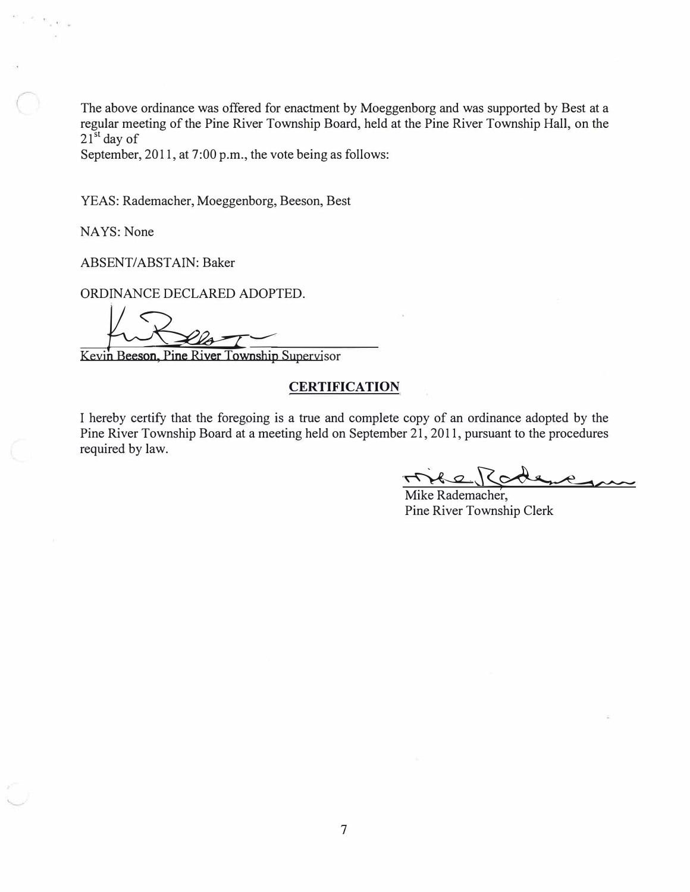The above ordinance was offered for enactment by Moeggenborg and was supported by Best at a regular meeting of the Pine River Township Board, held at the Pine River Township Hall, on the 21st day of
September, 2011, at 7:00 p.m., the vote being as follows:

YEAS: Rademacher, Moeggenborg, Beeson, Best

NAYS: None

ABSENT/ABSTAIN: Baker

ORDINANCE DECLARED ADOPTED.

Kevin Beeson, Pine River Township Supervisor

**CERTIFICATION**

I hereby certify that the foregoing is a true and complete copy of an ordinance adopted by the Pine River Township Board at a meeting held on September 21, 2011, pursuant to the procedures required by law.

Mike Rademacher,
Pine River Township Clerk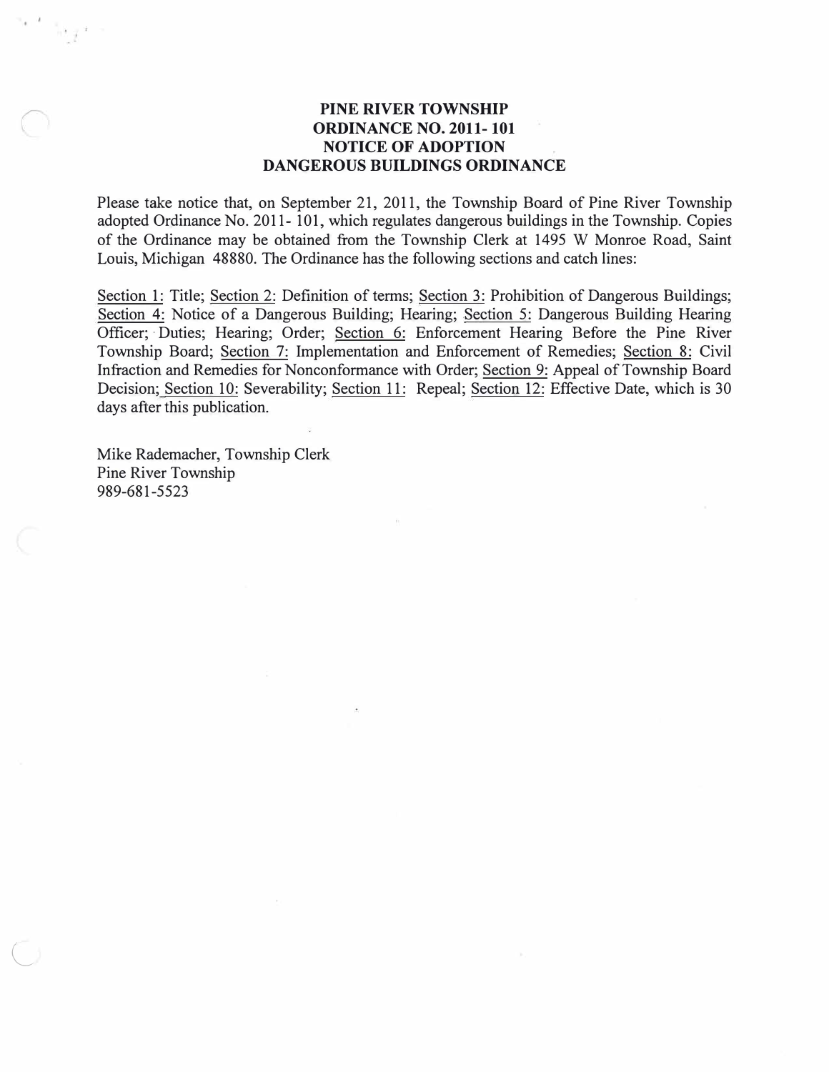# PINE RIVER TOWNSHIP
## ORDINANCE NO. 2011- 101
## NOTICE OF ADOPTION
## DANGEROUS BUILDINGS ORDINANCE

Please take notice that, on September 21, 2011, the Township Board of Pine River Township adopted Ordinance No. 2011- 101, which regulates dangerous buildings in the Township. Copies of the Ordinance may be obtained from the Township Clerk at 1495 W Monroe Road, Saint Louis, Michigan 48880. The Ordinance has the following sections and catch lines:

Section 1: Title; Section 2: Definition of terms; Section 3: Prohibition of Dangerous Buildings; Section 4: Notice of a Dangerous Building; Hearing; Section 5: Dangerous Building Hearing Officer; Duties; Hearing; Order; Section 6: Enforcement Hearing Before the Pine River Township Board; Section 7: Implementation and Enforcement of Remedies; Section 8: Civil Infraction and Remedies for Nonconformance with Order; Section 9: Appeal of Township Board Decision; Section 10: Severability; Section 11: Repeal; Section 12: Effective Date, which is 30 days after this publication.

Mike Rademacher, Township Clerk
Pine River Township
989-681-5523